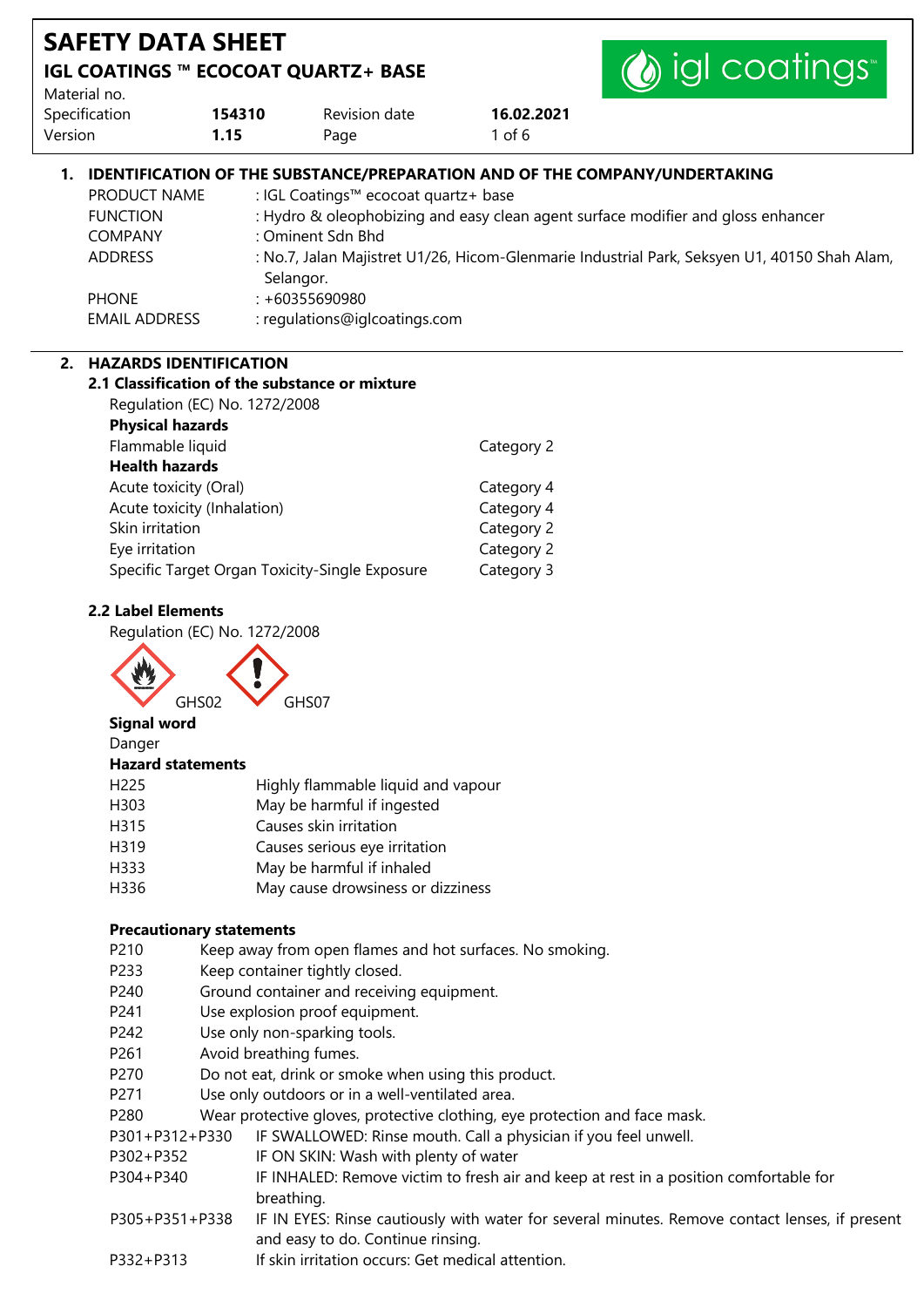# SAFETY DATA SHEET

## IGL COATINGS ™ ECOCOAT QUARTZ+ BASE

| Material no. | | | |
|---|---|---|---|
| Specification | **154310** | Revision date | **16.02.2021** |
| Version | **1.15** | | |

## 1. IDENTIFICATION OF THE SUBSTANCE/PREPARATION AND OF THE COMPANY/UNDERTAKING

| | |
|---|---|
| PRODUCT NAME | : IGL Coatings™ ecocoat quartz+ base |
| FUNCTION | : Hydro & oleophobizing and easy clean agent surface modifier and gloss enhancer |
| COMPANY | : Ominent Sdn Bhd |
| ADDRESS | : No.7, Jalan Majistret U1/26, Hicom-Glenmarie Industrial Park, Seksyen U1, 40150 Shah Alam, Selangor. |
| PHONE | : +60355690980 |
| EMAIL ADDRESS | : regulations@iglcoatings.com |

## 2. HAZARDS IDENTIFICATION

### 2.1 Classification of the substance or mixture

Regulation (EC) No. 1272/2008

**Physical hazards**

| | |
|---|---|
| Flammable liquid | Category 2 |

**Health hazards**

| | |
|---|---|
| Acute toxicity (Oral) | Category 4 |
| Acute toxicity (Inhalation) | Category 4 |
| Skin irritation | Category 2 |
| Eye irritation | Category 2 |
| Specific Target Organ Toxicity-Single Exposure | Category 3 |

### 2.2 Label Elements

Regulation (EC) No. 1272/2008

GHS02 GHS07

**Signal word**

Danger

**Hazard statements**

| | |
|---|---|
| H225 | Highly flammable liquid and vapour |
| H303 | May be harmful if ingested |
| H315 | Causes skin irritation |
| H319 | Causes serious eye irritation |
| H333 | May be harmful if inhaled |
| H336 | May cause drowsiness or dizziness |

**Precautionary statements**

| | |
|---|---|
| P210 | Keep away from open flames and hot surfaces. No smoking. |
| P233 | Keep container tightly closed. |
| P240 | Ground container and receiving equipment. |
| P241 | Use explosion proof equipment. |
| P242 | Use only non-sparking tools. |
| P261 | Avoid breathing fumes. |
| P270 | Do not eat, drink or smoke when using this product. |
| P271 | Use only outdoors or in a well-ventilated area. |
| P280 | Wear protective gloves, protective clothing, eye protection and face mask. |
| P301+P312+P330 | IF SWALLOWED: Rinse mouth. Call a physician if you feel unwell. |
| P302+P352 | IF ON SKIN: Wash with plenty of water |
| P304+P340 | IF INHALED: Remove victim to fresh air and keep at rest in a position comfortable for breathing. |
| P305+P351+P338 | IF IN EYES: Rinse cautiously with water for several minutes. Remove contact lenses, if present and easy to do. Continue rinsing. |
| P332+P313 | If skin irritation occurs: Get medical attention. |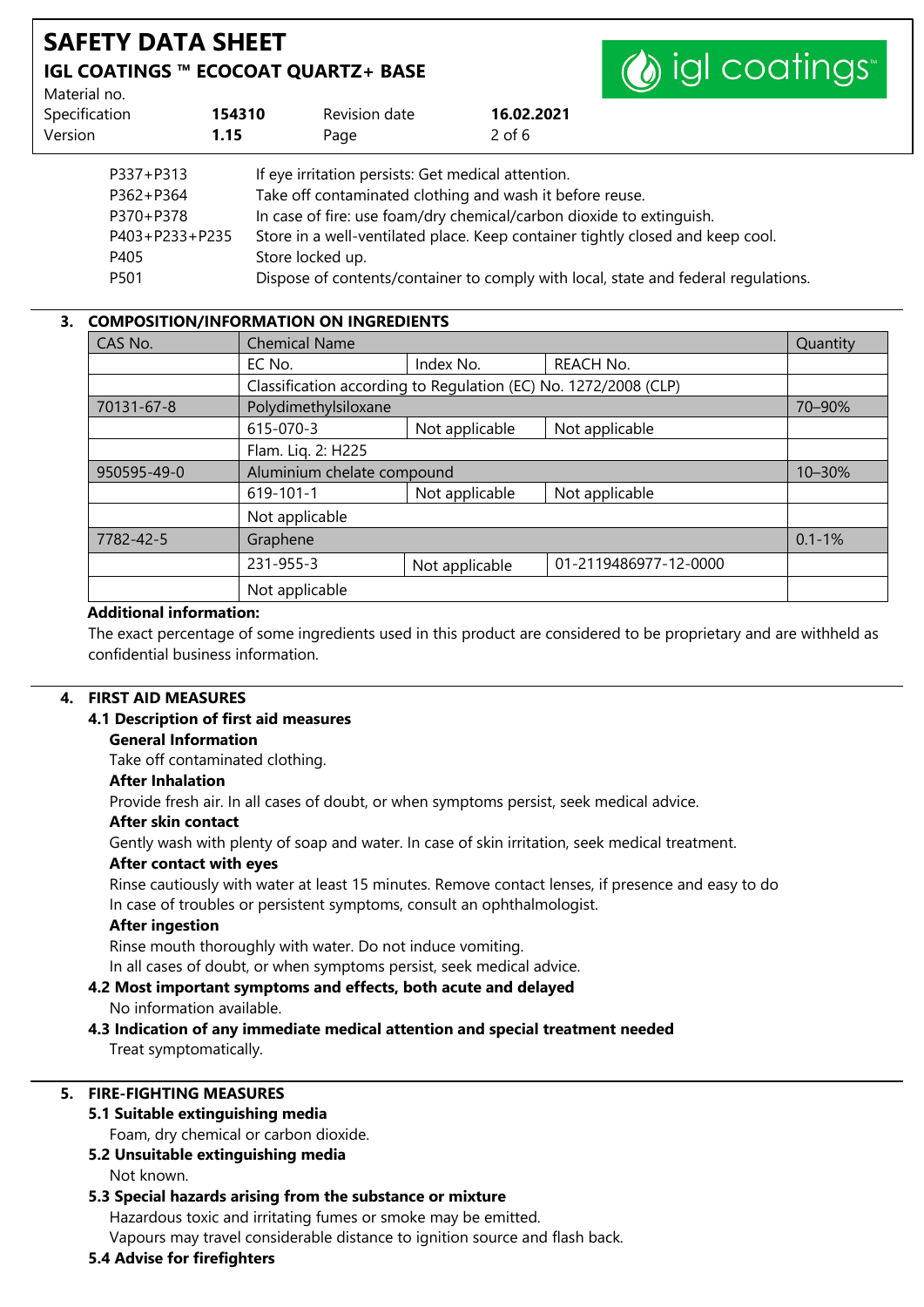| | |
|---|---|
| P337+P313 | If eye irritation persists: Get medical attention. |
| P362+P364 | Take off contaminated clothing and wash it before reuse. |
| P370+P378 | In case of fire: use foam/dry chemical/carbon dioxide to extinguish. |
| P403+P233+P235 | Store in a well-ventilated place. Keep container tightly closed and keep cool. |
| P405 | Store locked up. |
| P501 | Dispose of contents/container to comply with local, state and federal regulations. |

## 3. COMPOSITION/INFORMATION ON INGREDIENTS

| CAS No. | Chemical Name | | | Quantity |
|---|---|---|---|---|
| | EC No. | Index No. | REACH No. | |
| | Classification according to Regulation (EC) No. 1272/2008 (CLP) | | | |
| 70131-67-8 | Polydimethylsiloxane | | | 70–90% |
| | 615-070-3 | Not applicable | Not applicable | |
| | Flam. Liq. 2: H225 | | | |
| 950595-49-0 | Aluminium chelate compound | | | 10–30% |
| | 619-101-1 | Not applicable | Not applicable | |
| | Not applicable | | | |
| 7782-42-5 | Graphene | | | 0.1-1% |
| | 231-955-3 | Not applicable | 01-2119486977-12-0000 | |
| | Not applicable | | | |

**Additional information:**

The exact percentage of some ingredients used in this product are considered to be proprietary and are withheld as confidential business information.

## 4. FIRST AID MEASURES

### 4.1 Description of first aid measures

**General Information**

Take off contaminated clothing.

**After Inhalation**

Provide fresh air. In all cases of doubt, or when symptoms persist, seek medical advice.

**After skin contact**

Gently wash with plenty of soap and water. In case of skin irritation, seek medical treatment.

**After contact with eyes**

Rinse cautiously with water at least 15 minutes. Remove contact lenses, if presence and easy to do
In case of troubles or persistent symptoms, consult an ophthalmologist.

**After ingestion**

Rinse mouth thoroughly with water. Do not induce vomiting.
In all cases of doubt, or when symptoms persist, seek medical advice.

### 4.2 Most important symptoms and effects, both acute and delayed

No information available.

### 4.3 Indication of any immediate medical attention and special treatment needed

Treat symptomatically.

## 5. FIRE-FIGHTING MEASURES

### 5.1 Suitable extinguishing media

Foam, dry chemical or carbon dioxide.

### 5.2 Unsuitable extinguishing media

Not known.

### 5.3 Special hazards arising from the substance or mixture

Hazardous toxic and irritating fumes or smoke may be emitted.
Vapours may travel considerable distance to ignition source and flash back.

### 5.4 Advise for firefighters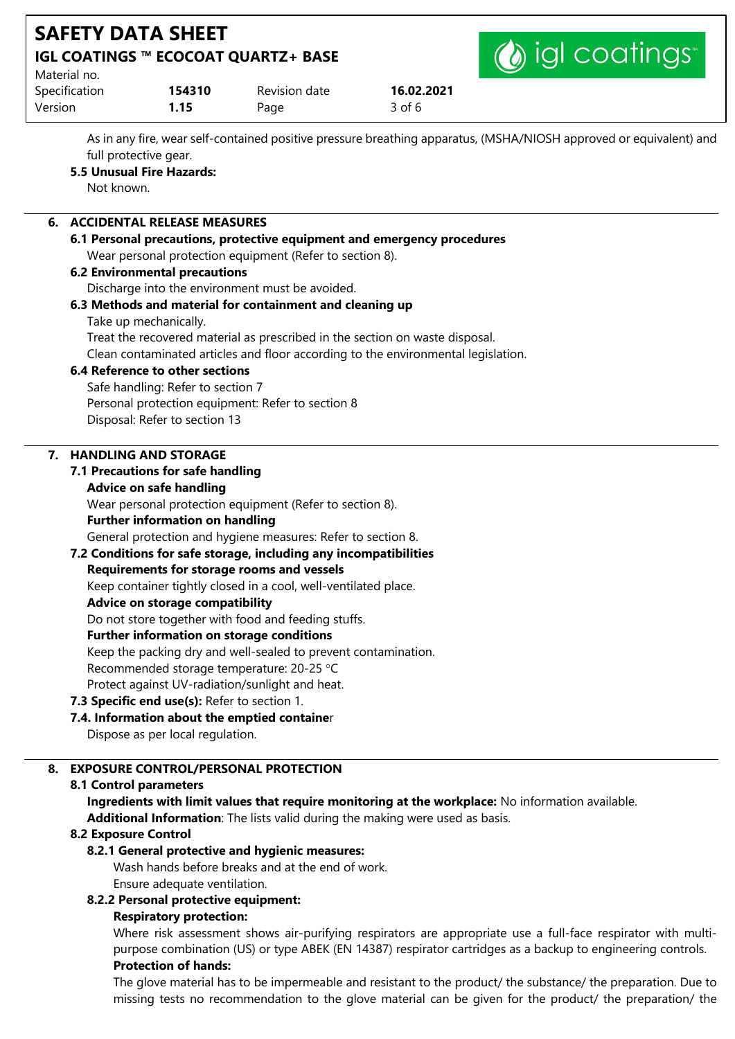As in any fire, wear self-contained positive pressure breathing apparatus, (MSHA/NIOSH approved or equivalent) and full protective gear.

**5.5 Unusual Fire Hazards:**

Not known.

## 6. ACCIDENTAL RELEASE MEASURES

**6.1 Personal precautions, protective equipment and emergency procedures**

Wear personal protection equipment (Refer to section 8).

**6.2 Environmental precautions**

Discharge into the environment must be avoided.

**6.3 Methods and material for containment and cleaning up**

Take up mechanically.

Treat the recovered material as prescribed in the section on waste disposal.

Clean contaminated articles and floor according to the environmental legislation.

**6.4 Reference to other sections**

Safe handling: Refer to section 7

Personal protection equipment: Refer to section 8

Disposal: Refer to section 13

## 7. HANDLING AND STORAGE

**7.1 Precautions for safe handling**

**Advice on safe handling**

Wear personal protection equipment (Refer to section 8).

**Further information on handling**

General protection and hygiene measures: Refer to section 8.

**7.2 Conditions for safe storage, including any incompatibilities**

**Requirements for storage rooms and vessels**

Keep container tightly closed in a cool, well-ventilated place.

**Advice on storage compatibility**

Do not store together with food and feeding stuffs.

**Further information on storage conditions**

Keep the packing dry and well-sealed to prevent contamination.

Recommended storage temperature: 20-25 °C

Protect against UV-radiation/sunlight and heat.

**7.3 Specific end use(s):** Refer to section 1.

**7.4. Information about the emptied containe**r

Dispose as per local regulation.

## 8. EXPOSURE CONTROL/PERSONAL PROTECTION

**8.1 Control parameters**

**Ingredients with limit values that require monitoring at the workplace:** No information available.

**Additional Information**: The lists valid during the making were used as basis.

**8.2 Exposure Control**

**8.2.1 General protective and hygienic measures:**

Wash hands before breaks and at the end of work.

Ensure adequate ventilation.

**8.2.2 Personal protective equipment:**

**Respiratory protection:**

Where risk assessment shows air-purifying respirators are appropriate use a full-face respirator with multi-purpose combination (US) or type ABEK (EN 14387) respirator cartridges as a backup to engineering controls.

**Protection of hands:**

The glove material has to be impermeable and resistant to the product/ the substance/ the preparation. Due to missing tests no recommendation to the glove material can be given for the product/ the preparation/ the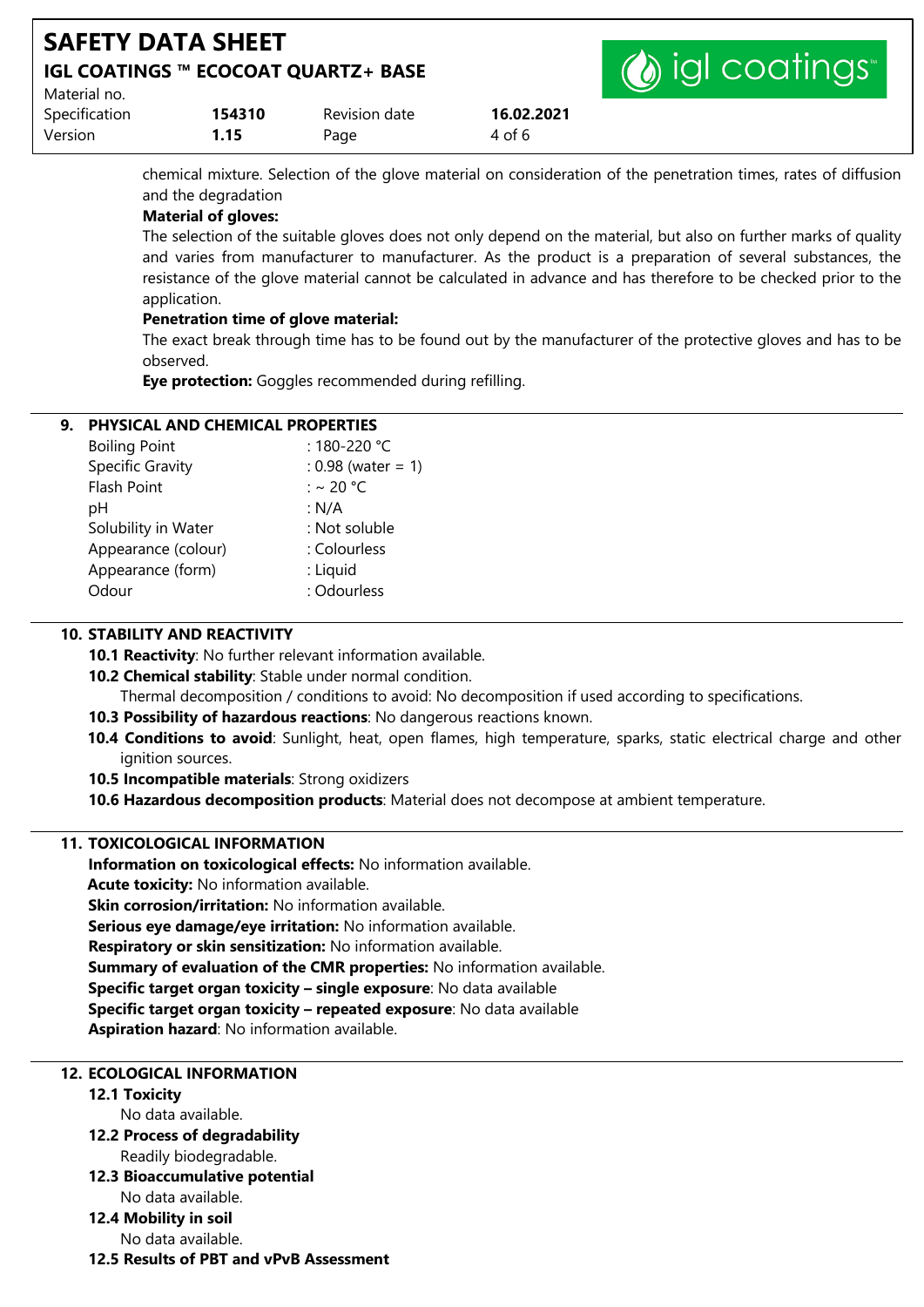chemical mixture. Selection of the glove material on consideration of the penetration times, rates of diffusion and the degradation

**Material of gloves:**

The selection of the suitable gloves does not only depend on the material, but also on further marks of quality and varies from manufacturer to manufacturer. As the product is a preparation of several substances, the resistance of the glove material cannot be calculated in advance and has therefore to be checked prior to the application.

**Penetration time of glove material:**

The exact break through time has to be found out by the manufacturer of the protective gloves and has to be observed.

**Eye protection:** Goggles recommended during refilling.

## 9. PHYSICAL AND CHEMICAL PROPERTIES

| | |
|---|---|
| Boiling Point | : 180-220 °C |
| Specific Gravity | : 0.98 (water = 1) |
| Flash Point | : ~ 20 °C |
| pH | : N/A |
| Solubility in Water | : Not soluble |
| Appearance (colour) | : Colourless |
| Appearance (form) | : Liquid |
| Odour | : Odourless |

## 10. STABILITY AND REACTIVITY

**10.1 Reactivity**: No further relevant information available.

**10.2 Chemical stability**: Stable under normal condition.

Thermal decomposition / conditions to avoid: No decomposition if used according to specifications.

**10.3 Possibility of hazardous reactions**: No dangerous reactions known.

**10.4 Conditions to avoid**: Sunlight, heat, open flames, high temperature, sparks, static electrical charge and other ignition sources.

**10.5 Incompatible materials**: Strong oxidizers

**10.6 Hazardous decomposition products**: Material does not decompose at ambient temperature.

## 11. TOXICOLOGICAL INFORMATION

**Information on toxicological effects:** No information available.

**Acute toxicity:** No information available.

**Skin corrosion/irritation:** No information available.

**Serious eye damage/eye irritation:** No information available.

**Respiratory or skin sensitization:** No information available.

**Summary of evaluation of the CMR properties:** No information available.

**Specific target organ toxicity – single exposure**: No data available

**Specific target organ toxicity – repeated exposure**: No data available

**Aspiration hazard**: No information available.

## 12. ECOLOGICAL INFORMATION

**12.1 Toxicity**

No data available.

**12.2 Process of degradability**

Readily biodegradable.

**12.3 Bioaccumulative potential**

No data available.

**12.4 Mobility in soil**

No data available.

**12.5 Results of PBT and vPvB Assessment**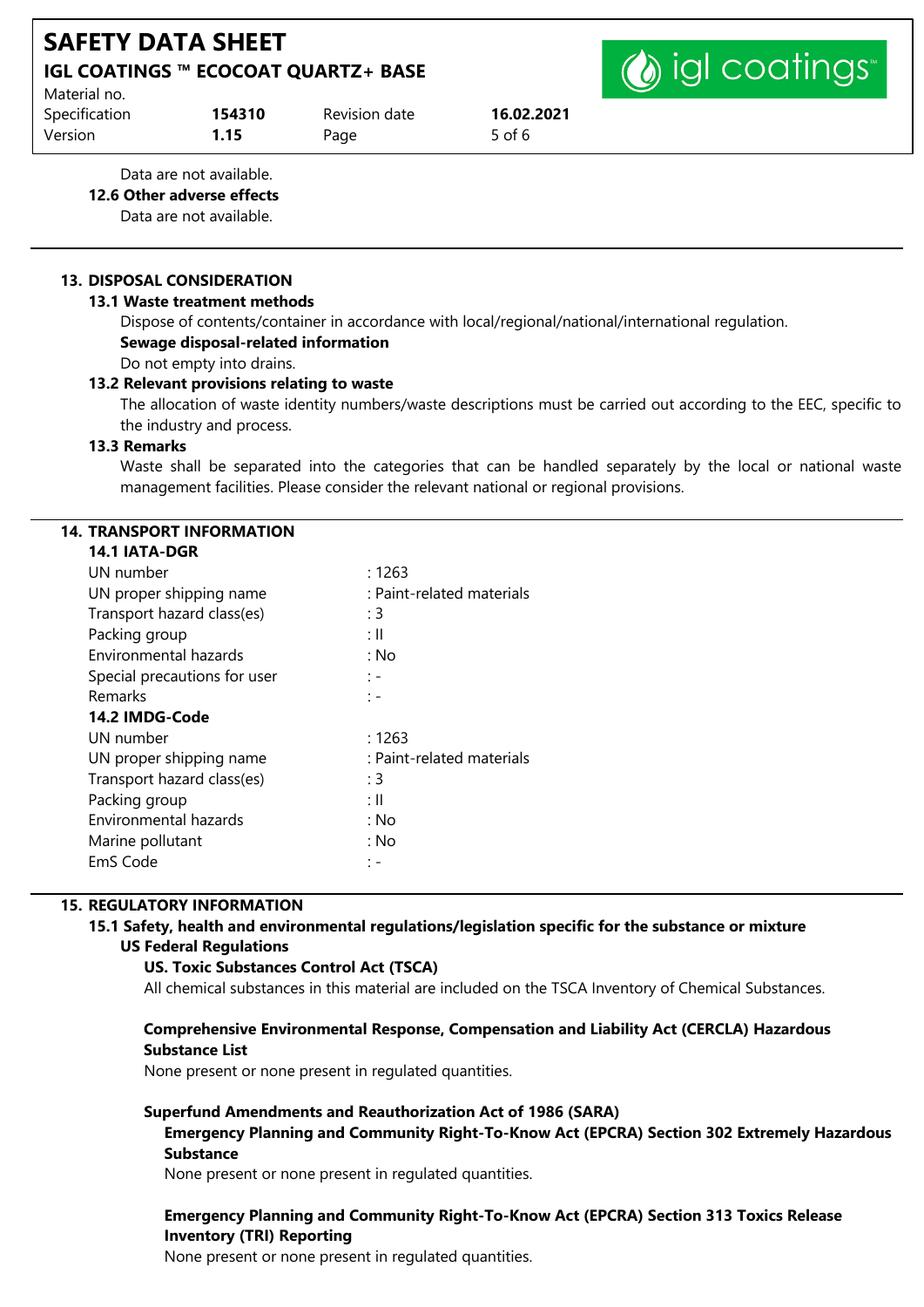Data are not available.

**12.6 Other adverse effects**

Data are not available.

## 13. DISPOSAL CONSIDERATION

### 13.1 Waste treatment methods

Dispose of contents/container in accordance with local/regional/national/international regulation.

**Sewage disposal-related information**

Do not empty into drains.

### 13.2 Relevant provisions relating to waste

The allocation of waste identity numbers/waste descriptions must be carried out according to the EEC, specific to the industry and process.

### 13.3 Remarks

Waste shall be separated into the categories that can be handled separately by the local or national waste management facilities. Please consider the relevant national or regional provisions.

## 14. TRANSPORT INFORMATION

### 14.1 IATA-DGR

| | |
|---|---|
| UN number | : 1263 |
| UN proper shipping name | : Paint-related materials |
| Transport hazard class(es) | : 3 |
| Packing group | : II |
| Environmental hazards | : No |
| Special precautions for user | : - |
| Remarks | : - |

### 14.2 IMDG-Code

| | |
|---|---|
| UN number | : 1263 |
| UN proper shipping name | : Paint-related materials |
| Transport hazard class(es) | : 3 |
| Packing group | : II |
| Environmental hazards | : No |
| Marine pollutant | : No |
| EmS Code | : - |

## 15. REGULATORY INFORMATION

### 15.1 Safety, health and environmental regulations/legislation specific for the substance or mixture

**US Federal Regulations**

**US. Toxic Substances Control Act (TSCA)**

All chemical substances in this material are included on the TSCA Inventory of Chemical Substances.

**Comprehensive Environmental Response, Compensation and Liability Act (CERCLA) Hazardous Substance List**

None present or none present in regulated quantities.

**Superfund Amendments and Reauthorization Act of 1986 (SARA)**

**Emergency Planning and Community Right-To-Know Act (EPCRA) Section 302 Extremely Hazardous Substance**

None present or none present in regulated quantities.

**Emergency Planning and Community Right-To-Know Act (EPCRA) Section 313 Toxics Release Inventory (TRI) Reporting**

None present or none present in regulated quantities.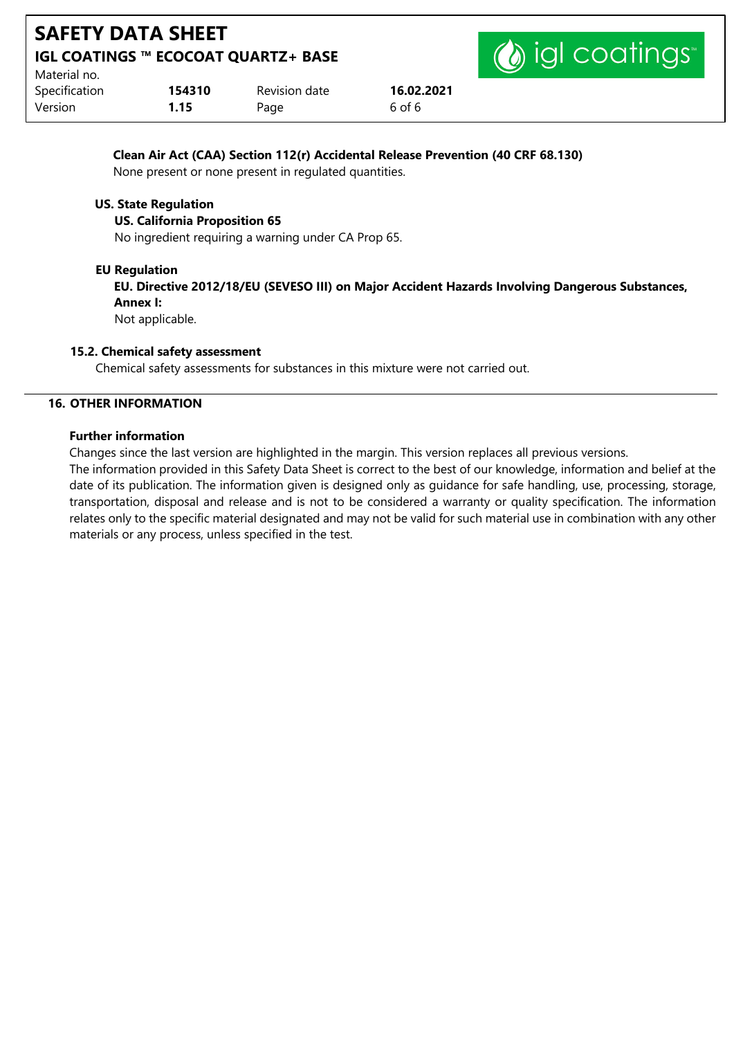**Clean Air Act (CAA) Section 112(r) Accidental Release Prevention (40 CRF 68.130)**

None present or none present in regulated quantities.

**US. State Regulation**

**US. California Proposition 65**

No ingredient requiring a warning under CA Prop 65.

**EU Regulation**

**EU. Directive 2012/18/EU (SEVESO III) on Major Accident Hazards Involving Dangerous Substances, Annex I:**

Not applicable.

### 15.2. Chemical safety assessment

Chemical safety assessments for substances in this mixture were not carried out.

## 16. OTHER INFORMATION

**Further information**

Changes since the last version are highlighted in the margin. This version replaces all previous versions.

The information provided in this Safety Data Sheet is correct to the best of our knowledge, information and belief at the date of its publication. The information given is designed only as guidance for safe handling, use, processing, storage, transportation, disposal and release and is not to be considered a warranty or quality specification. The information relates only to the specific material designated and may not be valid for such material use in combination with any other materials or any process, unless specified in the test.